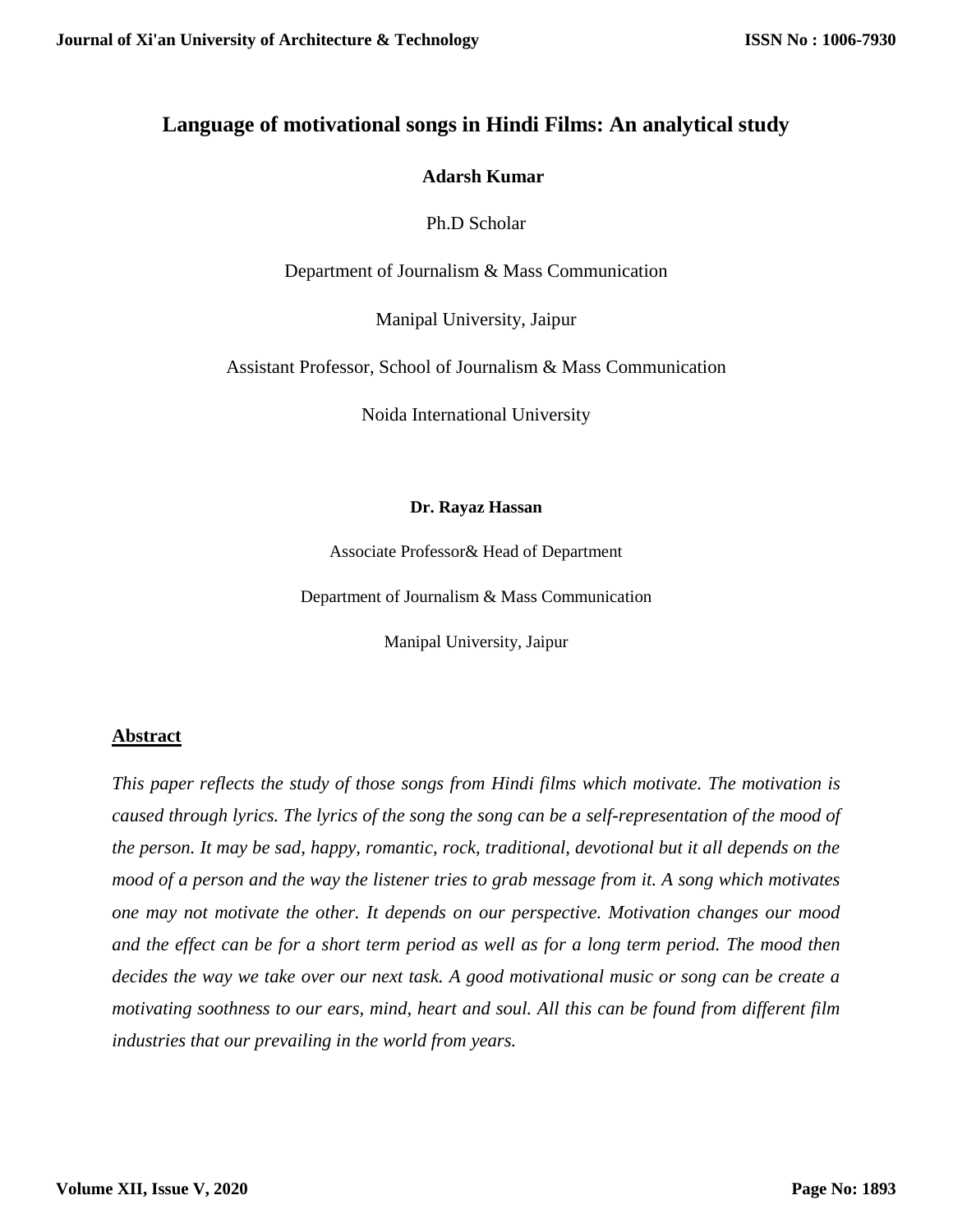# Language of motivational songs in Hindi Films: An analytical study

**Adarsh Kumar**

Ph.D Scholar

Department of Journalism & Mass Communication

Manipal University, Jaipur

Assistant Professor, School of Journalism & Mass Communication

Noida International University

**Dr. Rayaz Hassan**

Associate Professor& Head of Department

Department of Journalism & Mass Communication

Manipal University, Jaipur

## Abstract

*This paper reflects the study of those songs from Hindi films which motivate. The motivation is caused through lyrics. The lyrics of the song the song can be a self-representation of the mood of the person. It may be sad, happy, romantic, rock, traditional, devotional but it all depends on the mood of a person and the way the listener tries to grab message from it. A song which motivates one may not motivate the other. It depends on our perspective. Motivation changes our mood and the effect can be for a short term period as well as for a long term period. The mood then decides the way we take over our next task. A good motivational music or song can be create a motivating soothness to our ears, mind, heart and soul. All this can be found from different film industries that our prevailing in the world from years.*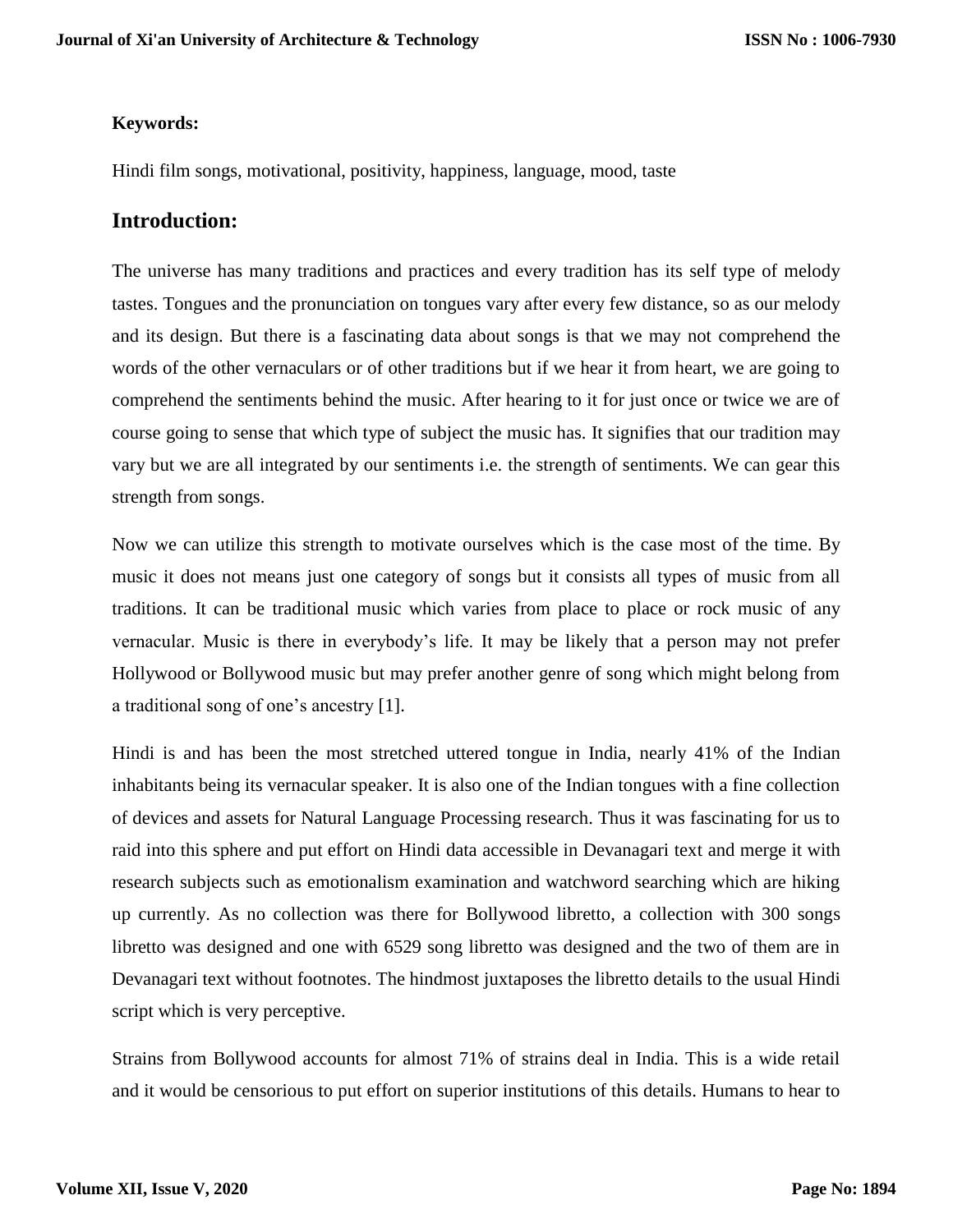**Keywords:**

Hindi film songs, motivational, positivity, happiness, language, mood, taste

## Introduction:

The universe has many traditions and practices and every tradition has its self type of melody tastes. Tongues and the pronunciation on tongues vary after every few distance, so as our melody and its design. But there is a fascinating data about songs is that we may not comprehend the words of the other vernaculars or of other traditions but if we hear it from heart, we are going to comprehend the sentiments behind the music. After hearing to it for just once or twice we are of course going to sense that which type of subject the music has. It signifies that our tradition may vary but we are all integrated by our sentiments i.e. the strength of sentiments. We can gear this strength from songs.

Now we can utilize this strength to motivate ourselves which is the case most of the time. By music it does not means just one category of songs but it consists all types of music from all traditions. It can be traditional music which varies from place to place or rock music of any vernacular. Music is there in everybody's life. It may be likely that a person may not prefer Hollywood or Bollywood music but may prefer another genre of song which might belong from a traditional song of one's ancestry [1].

Hindi is and has been the most stretched uttered tongue in India, nearly 41% of the Indian inhabitants being its vernacular speaker. It is also one of the Indian tongues with a fine collection of devices and assets for Natural Language Processing research. Thus it was fascinating for us to raid into this sphere and put effort on Hindi data accessible in Devanagari text and merge it with research subjects such as emotionalism examination and watchword searching which are hiking up currently. As no collection was there for Bollywood libretto, a collection with 300 songs libretto was designed and one with 6529 song libretto was designed and the two of them are in Devanagari text without footnotes. The hindmost juxtaposes the libretto details to the usual Hindi script which is very perceptive.

Strains from Bollywood accounts for almost 71% of strains deal in India. This is a wide retail and it would be censorious to put effort on superior institutions of this details. Humans to hear to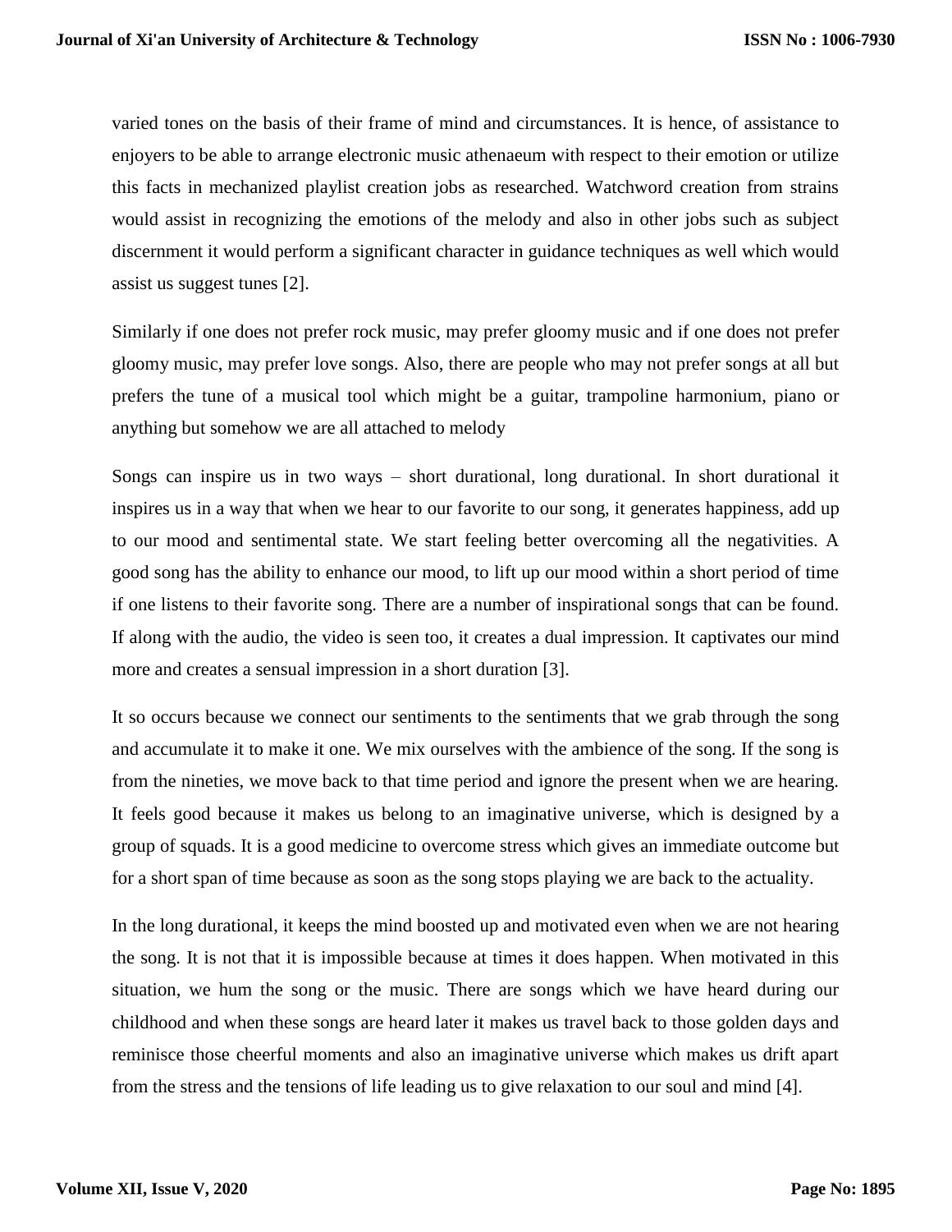varied tones on the basis of their frame of mind and circumstances. It is hence, of assistance to enjoyers to be able to arrange electronic music athenaeum with respect to their emotion or utilize this facts in mechanized playlist creation jobs as researched. Watchword creation from strains would assist in recognizing the emotions of the melody and also in other jobs such as subject discernment it would perform a significant character in guidance techniques as well which would assist us suggest tunes [2].

Similarly if one does not prefer rock music, may prefer gloomy music and if one does not prefer gloomy music, may prefer love songs. Also, there are people who may not prefer songs at all but prefers the tune of a musical tool which might be a guitar, trampoline harmonium, piano or anything but somehow we are all attached to melody

Songs can inspire us in two ways – short durational, long durational. In short durational it inspires us in a way that when we hear to our favorite to our song, it generates happiness, add up to our mood and sentimental state. We start feeling better overcoming all the negativities. A good song has the ability to enhance our mood, to lift up our mood within a short period of time if one listens to their favorite song. There are a number of inspirational songs that can be found. If along with the audio, the video is seen too, it creates a dual impression. It captivates our mind more and creates a sensual impression in a short duration [3].

It so occurs because we connect our sentiments to the sentiments that we grab through the song and accumulate it to make it one. We mix ourselves with the ambience of the song. If the song is from the nineties, we move back to that time period and ignore the present when we are hearing. It feels good because it makes us belong to an imaginative universe, which is designed by a group of squads. It is a good medicine to overcome stress which gives an immediate outcome but for a short span of time because as soon as the song stops playing we are back to the actuality.

In the long durational, it keeps the mind boosted up and motivated even when we are not hearing the song. It is not that it is impossible because at times it does happen. When motivated in this situation, we hum the song or the music. There are songs which we have heard during our childhood and when these songs are heard later it makes us travel back to those golden days and reminisce those cheerful moments and also an imaginative universe which makes us drift apart from the stress and the tensions of life leading us to give relaxation to our soul and mind [4].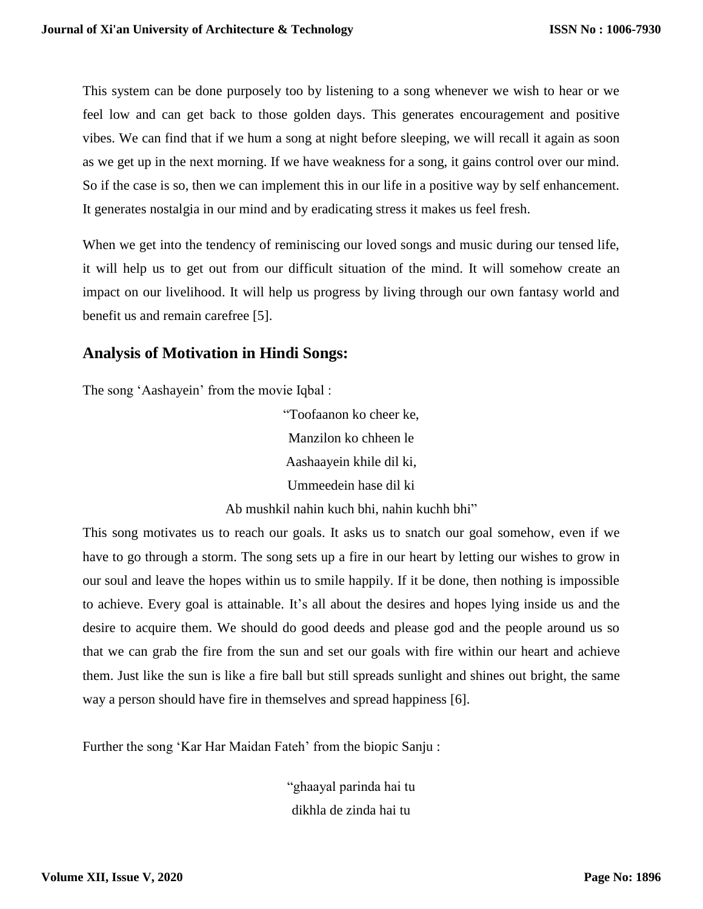This system can be done purposely too by listening to a song whenever we wish to hear or we feel low and can get back to those golden days. This generates encouragement and positive vibes. We can find that if we hum a song at night before sleeping, we will recall it again as soon as we get up in the next morning. If we have weakness for a song, it gains control over our mind. So if the case is so, then we can implement this in our life in a positive way by self enhancement. It generates nostalgia in our mind and by eradicating stress it makes us feel fresh.

When we get into the tendency of reminiscing our loved songs and music during our tensed life, it will help us to get out from our difficult situation of the mind. It will somehow create an impact on our livelihood. It will help us progress by living through our own fantasy world and benefit us and remain carefree [5].

## Analysis of Motivation in Hindi Songs:

The song 'Aashayein' from the movie Iqbal :

"Toofaanon ko cheer ke,
Manzilon ko chheen le
Aashaayein khile dil ki,
Ummeedein hase dil ki
Ab mushkil nahin kuch bhi, nahin kuchh bhi"

This song motivates us to reach our goals. It asks us to snatch our goal somehow, even if we have to go through a storm. The song sets up a fire in our heart by letting our wishes to grow in our soul and leave the hopes within us to smile happily. If it be done, then nothing is impossible to achieve. Every goal is attainable. It's all about the desires and hopes lying inside us and the desire to acquire them. We should do good deeds and please god and the people around us so that we can grab the fire from the sun and set our goals with fire within our heart and achieve them. Just like the sun is like a fire ball but still spreads sunlight and shines out bright, the same way a person should have fire in themselves and spread happiness [6].

Further the song 'Kar Har Maidan Fateh' from the biopic Sanju :

"ghaayal parinda hai tu
dikhla de zinda hai tu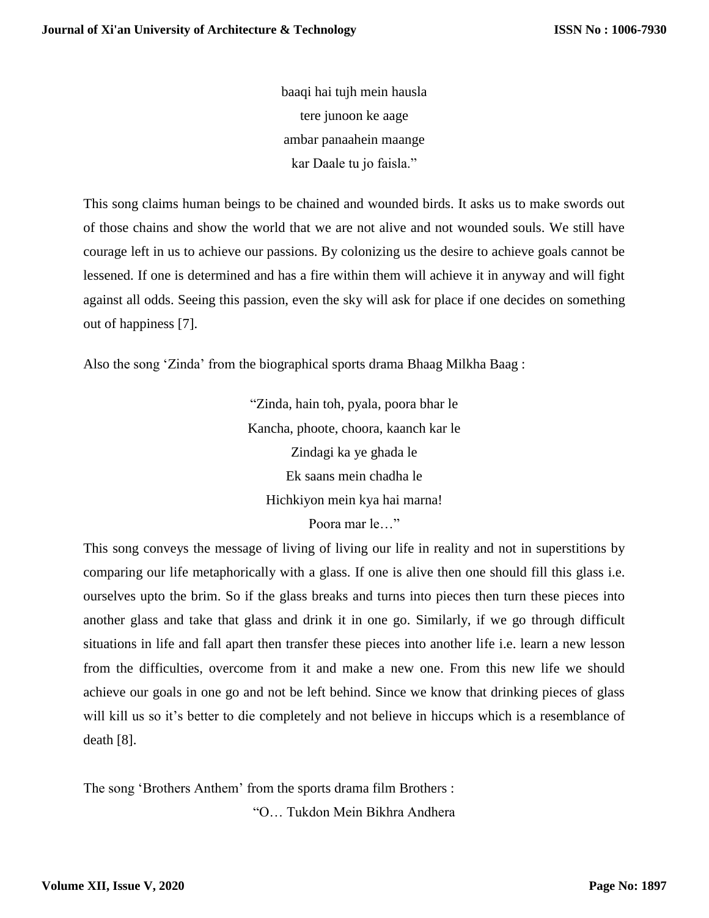baaqi hai tujh mein hausla
tere junoon ke aage
ambar panaahein maange
kar Daale tu jo faisla."

This song claims human beings to be chained and wounded birds. It asks us to make swords out of those chains and show the world that we are not alive and not wounded souls. We still have courage left in us to achieve our passions. By colonizing us the desire to achieve goals cannot be lessened. If one is determined and has a fire within them will achieve it in anyway and will fight against all odds. Seeing this passion, even the sky will ask for place if one decides on something out of happiness [7].

Also the song 'Zinda' from the biographical sports drama Bhaag Milkha Baag :

"Zinda, hain toh, pyala, poora bhar le
Kancha, phoote, choora, kaanch kar le
Zindagi ka ye ghada le
Ek saans mein chadha le
Hichkiyon mein kya hai marna!
Poora mar le…"

This song conveys the message of living of living our life in reality and not in superstitions by comparing our life metaphorically with a glass. If one is alive then one should fill this glass i.e. ourselves upto the brim. So if the glass breaks and turns into pieces then turn these pieces into another glass and take that glass and drink it in one go. Similarly, if we go through difficult situations in life and fall apart then transfer these pieces into another life i.e. learn a new lesson from the difficulties, overcome from it and make a new one. From this new life we should achieve our goals in one go and not be left behind. Since we know that drinking pieces of glass will kill us so it's better to die completely and not believe in hiccups which is a resemblance of death [8].

The song 'Brothers Anthem' from the sports drama film Brothers :

"O… Tukdon Mein Bikhra Andhera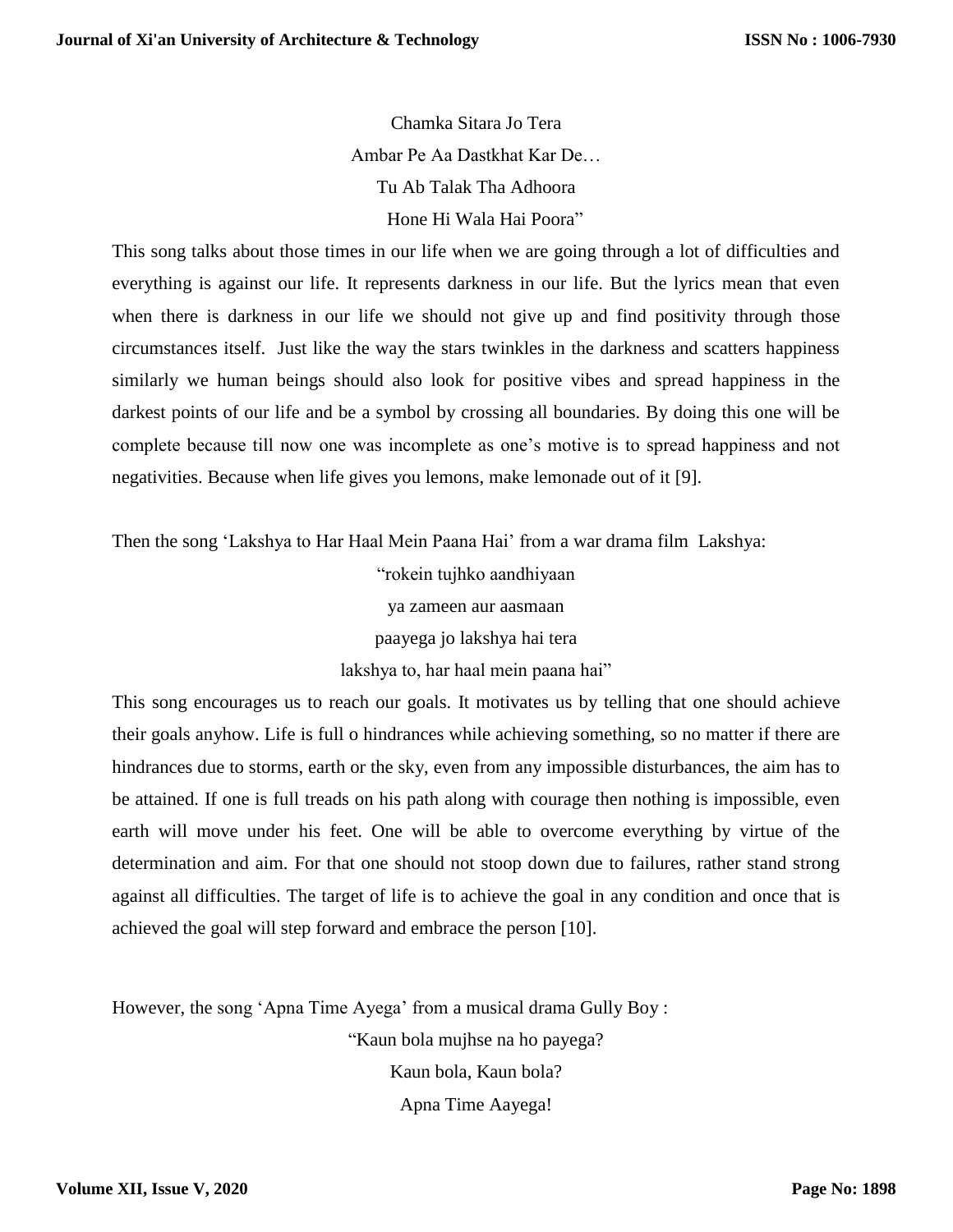Chamka Sitara Jo Tera

Ambar Pe Aa Dastkhat Kar De…

Tu Ab Talak Tha Adhoora

Hone Hi Wala Hai Poora"

This song talks about those times in our life when we are going through a lot of difficulties and everything is against our life. It represents darkness in our life. But the lyrics mean that even when there is darkness in our life we should not give up and find positivity through those circumstances itself. Just like the way the stars twinkles in the darkness and scatters happiness similarly we human beings should also look for positive vibes and spread happiness in the darkest points of our life and be a symbol by crossing all boundaries. By doing this one will be complete because till now one was incomplete as one's motive is to spread happiness and not negativities. Because when life gives you lemons, make lemonade out of it [9].

Then the song 'Lakshya to Har Haal Mein Paana Hai' from a war drama film Lakshya:

"rokein tujhko aandhiyaan

ya zameen aur aasmaan

paayega jo lakshya hai tera

lakshya to, har haal mein paana hai"

This song encourages us to reach our goals. It motivates us by telling that one should achieve their goals anyhow. Life is full o hindrances while achieving something, so no matter if there are hindrances due to storms, earth or the sky, even from any impossible disturbances, the aim has to be attained. If one is full treads on his path along with courage then nothing is impossible, even earth will move under his feet. One will be able to overcome everything by virtue of the determination and aim. For that one should not stoop down due to failures, rather stand strong against all difficulties. The target of life is to achieve the goal in any condition and once that is achieved the goal will step forward and embrace the person [10].

However, the song 'Apna Time Ayega' from a musical drama Gully Boy :

"Kaun bola mujhse na ho payega?

Kaun bola, Kaun bola?

Apna Time Aayega!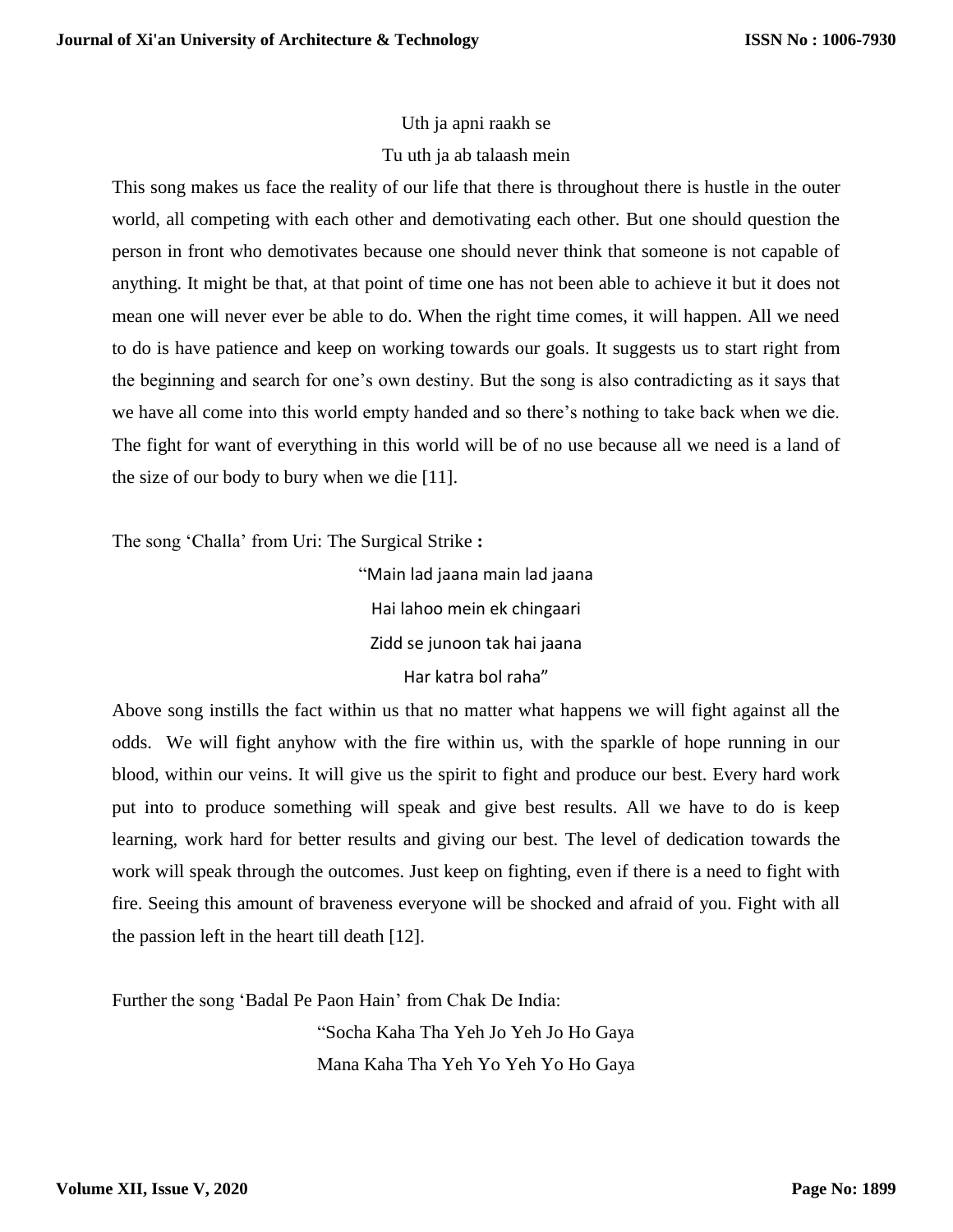Uth ja apni raakh se

Tu uth ja ab talaash mein

This song makes us face the reality of our life that there is throughout there is hustle in the outer world, all competing with each other and demotivating each other. But one should question the person in front who demotivates because one should never think that someone is not capable of anything. It might be that, at that point of time one has not been able to achieve it but it does not mean one will never ever be able to do. When the right time comes, it will happen. All we need to do is have patience and keep on working towards our goals. It suggests us to start right from the beginning and search for one's own destiny. But the song is also contradicting as it says that we have all come into this world empty handed and so there's nothing to take back when we die. The fight for want of everything in this world will be of no use because all we need is a land of the size of our body to bury when we die [11].

The song 'Challa' from Uri: The Surgical Strike **:**

"Main lad jaana main lad jaana

Hai lahoo mein ek chingaari

Zidd se junoon tak hai jaana

Har katra bol raha"

Above song instills the fact within us that no matter what happens we will fight against all the odds. We will fight anyhow with the fire within us, with the sparkle of hope running in our blood, within our veins. It will give us the spirit to fight and produce our best. Every hard work put into to produce something will speak and give best results. All we have to do is keep learning, work hard for better results and giving our best. The level of dedication towards the work will speak through the outcomes. Just keep on fighting, even if there is a need to fight with fire. Seeing this amount of braveness everyone will be shocked and afraid of you. Fight with all the passion left in the heart till death [12].

Further the song 'Badal Pe Paon Hain' from Chak De India:

"Socha Kaha Tha Yeh Jo Yeh Jo Ho Gaya

Mana Kaha Tha Yeh Yo Yeh Yo Ho Gaya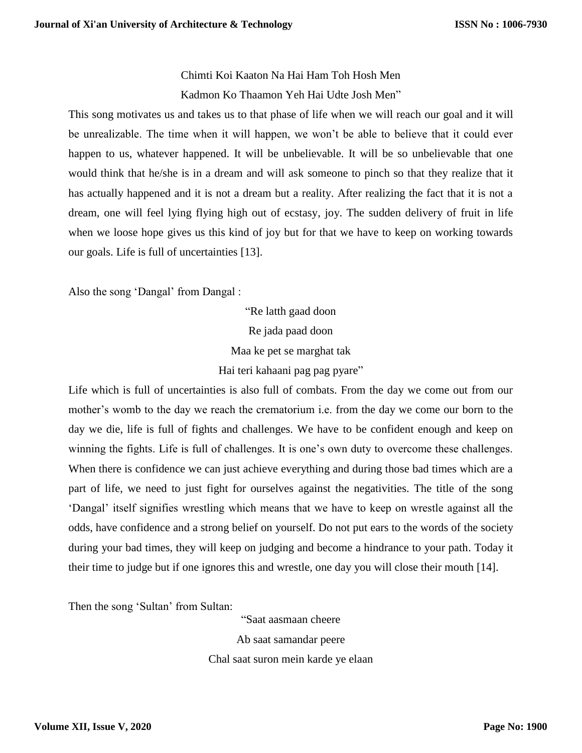Chimti Koi Kaaton Na Hai Ham Toh Hosh Men

Kadmon Ko Thaamon Yeh Hai Udte Josh Men"

This song motivates us and takes us to that phase of life when we will reach our goal and it will be unrealizable. The time when it will happen, we won't be able to believe that it could ever happen to us, whatever happened. It will be unbelievable. It will be so unbelievable that one would think that he/she is in a dream and will ask someone to pinch so that they realize that it has actually happened and it is not a dream but a reality. After realizing the fact that it is not a dream, one will feel lying flying high out of ecstasy, joy. The sudden delivery of fruit in life when we loose hope gives us this kind of joy but for that we have to keep on working towards our goals. Life is full of uncertainties [13].

Also the song 'Dangal' from Dangal :

"Re latth gaad doon

Re jada paad doon

Maa ke pet se marghat tak

Hai teri kahaani pag pag pyare"

Life which is full of uncertainties is also full of combats. From the day we come out from our mother's womb to the day we reach the crematorium i.e. from the day we come our born to the day we die, life is full of fights and challenges. We have to be confident enough and keep on winning the fights. Life is full of challenges. It is one's own duty to overcome these challenges. When there is confidence we can just achieve everything and during those bad times which are a part of life, we need to just fight for ourselves against the negativities. The title of the song 'Dangal' itself signifies wrestling which means that we have to keep on wrestle against all the odds, have confidence and a strong belief on yourself. Do not put ears to the words of the society during your bad times, they will keep on judging and become a hindrance to your path. Today it their time to judge but if one ignores this and wrestle, one day you will close their mouth [14].

Then the song 'Sultan' from Sultan:

"Saat aasmaan cheere

Ab saat samandar peere

Chal saat suron mein karde ye elaan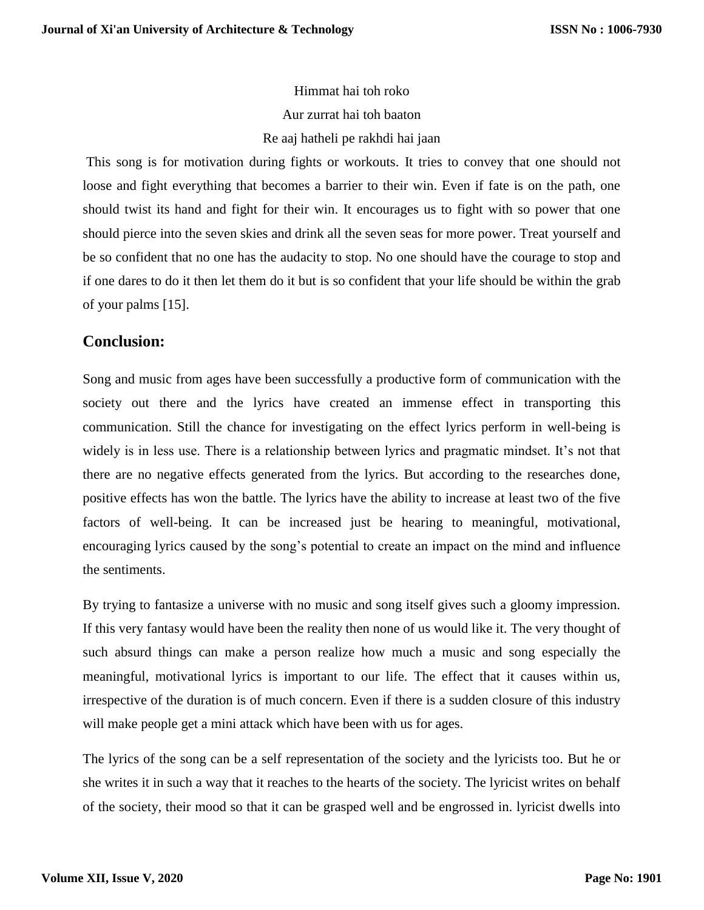Himmat hai toh roko

Aur zurrat hai toh baaton

Re aaj hatheli pe rakhdi hai jaan

This song is for motivation during fights or workouts. It tries to convey that one should not loose and fight everything that becomes a barrier to their win. Even if fate is on the path, one should twist its hand and fight for their win. It encourages us to fight with so power that one should pierce into the seven skies and drink all the seven seas for more power. Treat yourself and be so confident that no one has the audacity to stop. No one should have the courage to stop and if one dares to do it then let them do it but is so confident that your life should be within the grab of your palms [15].

## Conclusion:

Song and music from ages have been successfully a productive form of communication with the society out there and the lyrics have created an immense effect in transporting this communication. Still the chance for investigating on the effect lyrics perform in well-being is widely is in less use. There is a relationship between lyrics and pragmatic mindset. It's not that there are no negative effects generated from the lyrics. But according to the researches done, positive effects has won the battle. The lyrics have the ability to increase at least two of the five factors of well-being. It can be increased just be hearing to meaningful, motivational, encouraging lyrics caused by the song's potential to create an impact on the mind and influence the sentiments.

By trying to fantasize a universe with no music and song itself gives such a gloomy impression. If this very fantasy would have been the reality then none of us would like it. The very thought of such absurd things can make a person realize how much a music and song especially the meaningful, motivational lyrics is important to our life. The effect that it causes within us, irrespective of the duration is of much concern. Even if there is a sudden closure of this industry will make people get a mini attack which have been with us for ages.

The lyrics of the song can be a self representation of the society and the lyricists too. But he or she writes it in such a way that it reaches to the hearts of the society. The lyricist writes on behalf of the society, their mood so that it can be grasped well and be engrossed in. lyricist dwells into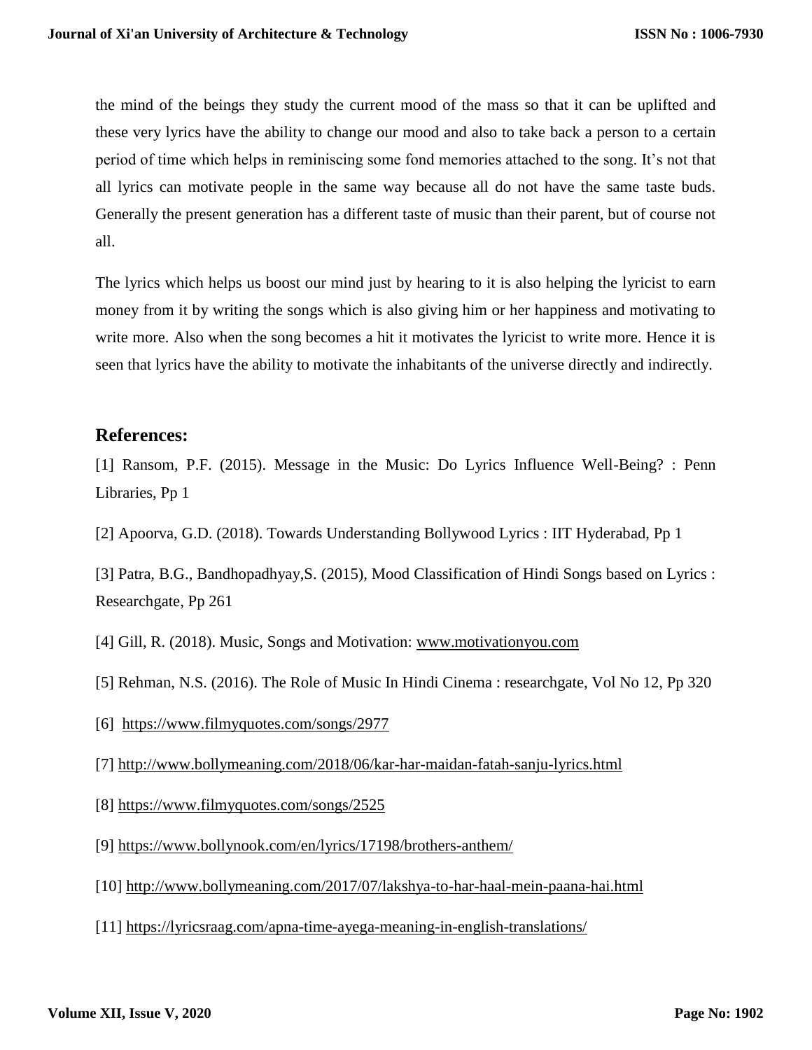the mind of the beings they study the current mood of the mass so that it can be uplifted and these very lyrics have the ability to change our mood and also to take back a person to a certain period of time which helps in reminiscing some fond memories attached to the song. It's not that all lyrics can motivate people in the same way because all do not have the same taste buds. Generally the present generation has a different taste of music than their parent, but of course not all.

The lyrics which helps us boost our mind just by hearing to it is also helping the lyricist to earn money from it by writing the songs which is also giving him or her happiness and motivating to write more. Also when the song becomes a hit it motivates the lyricist to write more. Hence it is seen that lyrics have the ability to motivate the inhabitants of the universe directly and indirectly.

## References:

[1] Ransom, P.F. (2015). Message in the Music: Do Lyrics Influence Well-Being? : Penn Libraries, Pp 1

[2] Apoorva, G.D. (2018). Towards Understanding Bollywood Lyrics : IIT Hyderabad, Pp 1

[3] Patra, B.G., Bandhopadhyay,S. (2015), Mood Classification of Hindi Songs based on Lyrics : Researchgate, Pp 261

[4] Gill, R. (2018). Music, Songs and Motivation: www.motivationyou.com

[5] Rehman, N.S. (2016). The Role of Music In Hindi Cinema : researchgate, Vol No 12, Pp 320

[6] https://www.filmyquotes.com/songs/2977

[7] http://www.bollymeaning.com/2018/06/kar-har-maidan-fatah-sanju-lyrics.html

[8] https://www.filmyquotes.com/songs/2525

[9] https://www.bollynook.com/en/lyrics/17198/brothers-anthem/

[10] http://www.bollymeaning.com/2017/07/lakshya-to-har-haal-mein-paana-hai.html

[11] https://lyricsraag.com/apna-time-ayega-meaning-in-english-translations/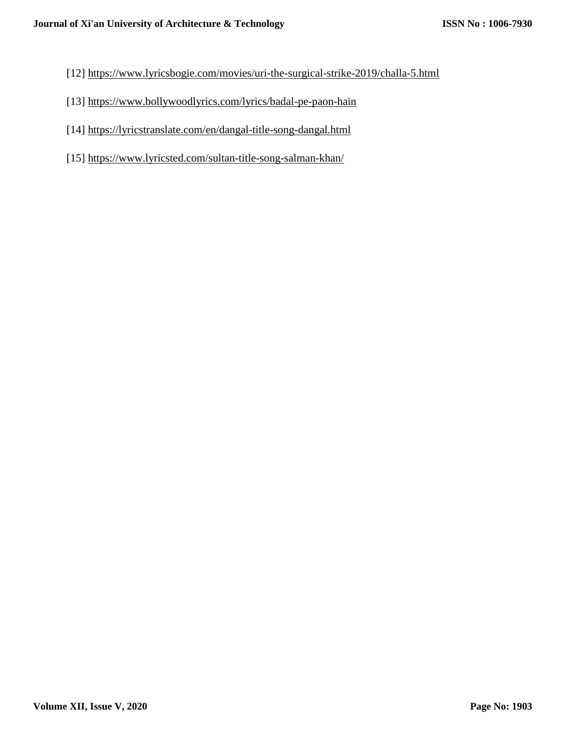[12] https://www.lyricsbogie.com/movies/uri-the-surgical-strike-2019/challa-5.html

[13] https://www.bollywoodlyrics.com/lyrics/badal-pe-paon-hain

[14] https://lyricstranslate.com/en/dangal-title-song-dangal.html

[15] https://www.lyricsted.com/sultan-title-song-salman-khan/